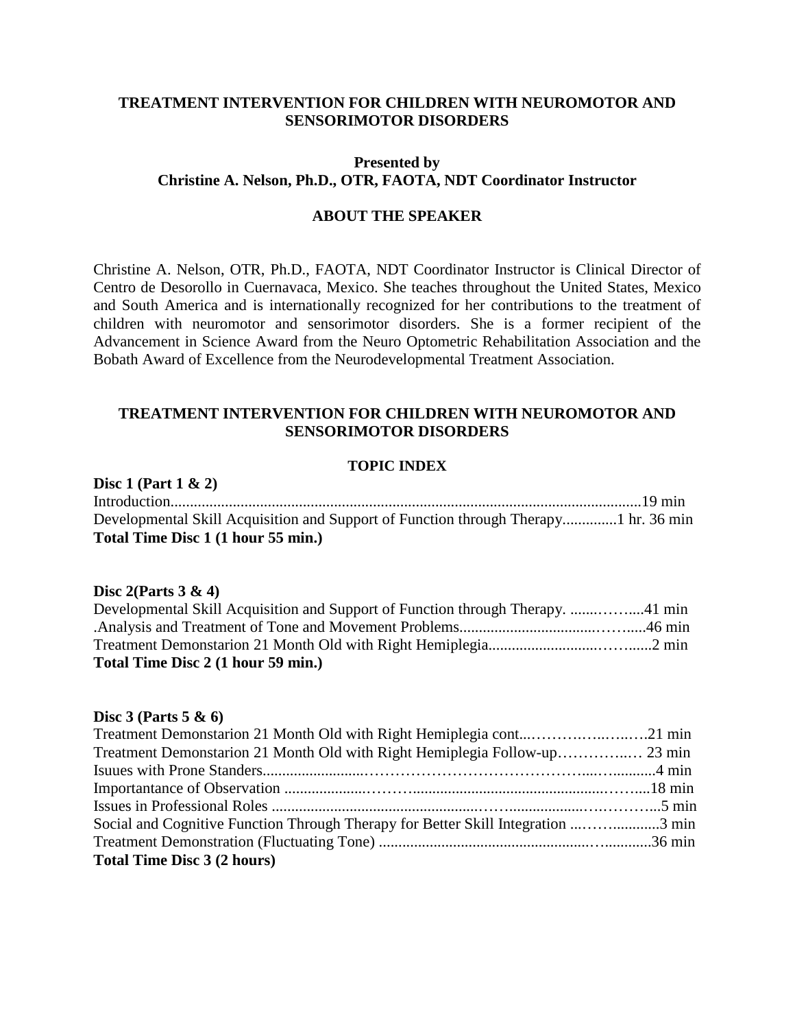**TREATMENT INTERVENTION FOR CHILDREN WITH NEUROMOTOR AND SENSORIMOTOR DISORDERS**

**Presented by**
**Christine A. Nelson, Ph.D., OTR, FAOTA, NDT Coordinator Instructor**

## ABOUT THE SPEAKER

Christine A. Nelson, OTR, Ph.D., FAOTA, NDT Coordinator Instructor is Clinical Director of Centro de Desorollo in Cuernavaca, Mexico. She teaches throughout the United States, Mexico and South America and is internationally recognized for her contributions to the treatment of children with neuromotor and sensorimotor disorders. She is a former recipient of the Advancement in Science Award from the Neuro Optometric Rehabilitation Association and the Bobath Award of Excellence from the Neurodevelopmental Treatment Association.

# TREATMENT INTERVENTION FOR CHILDREN WITH NEUROMOTOR AND SENSORIMOTOR DISORDERS

## TOPIC INDEX

**Disc 1 (Part 1 & 2)**

Introduction.......................................................................................................................19 min
Developmental Skill Acquisition and Support of Function through Therapy..............1 hr. 36 min
**Total Time Disc 1 (1 hour 55 min.)**

**Disc 2(Parts 3 & 4)**

Developmental Skill Acquisition and Support of Function through Therapy. ........……....41 min
.Analysis and Treatment of Tone and Movement Problems.................................……......46 min
Treatment Demonstarion 21 Month Old with Right Hemiplegia...........................……......2 min
**Total Time Disc 2 (1 hour 59 min.)**

**Disc 3 (Parts 5 & 6)**

Treatment Demonstarion 21 Month Old with Right Hemiplegia cont...…………..…..….21 min
Treatment Demonstarion 21 Month Old with Right Hemiplegia Follow-up…………..… 23 min
Isuues with Prone Standers.........................………………………………….....….........4 min
Importantance of Observation ....................………..............................................………....18 min
Issues in Professional Roles ..................................................……..................………...5 min
Social and Cognitive Function Through Therapy for Better Skill Integration ...……............3 min
Treatment Demonstration (Fluctuating Tone) .....................................................….............36 min
**Total Time Disc 3 (2 hours)**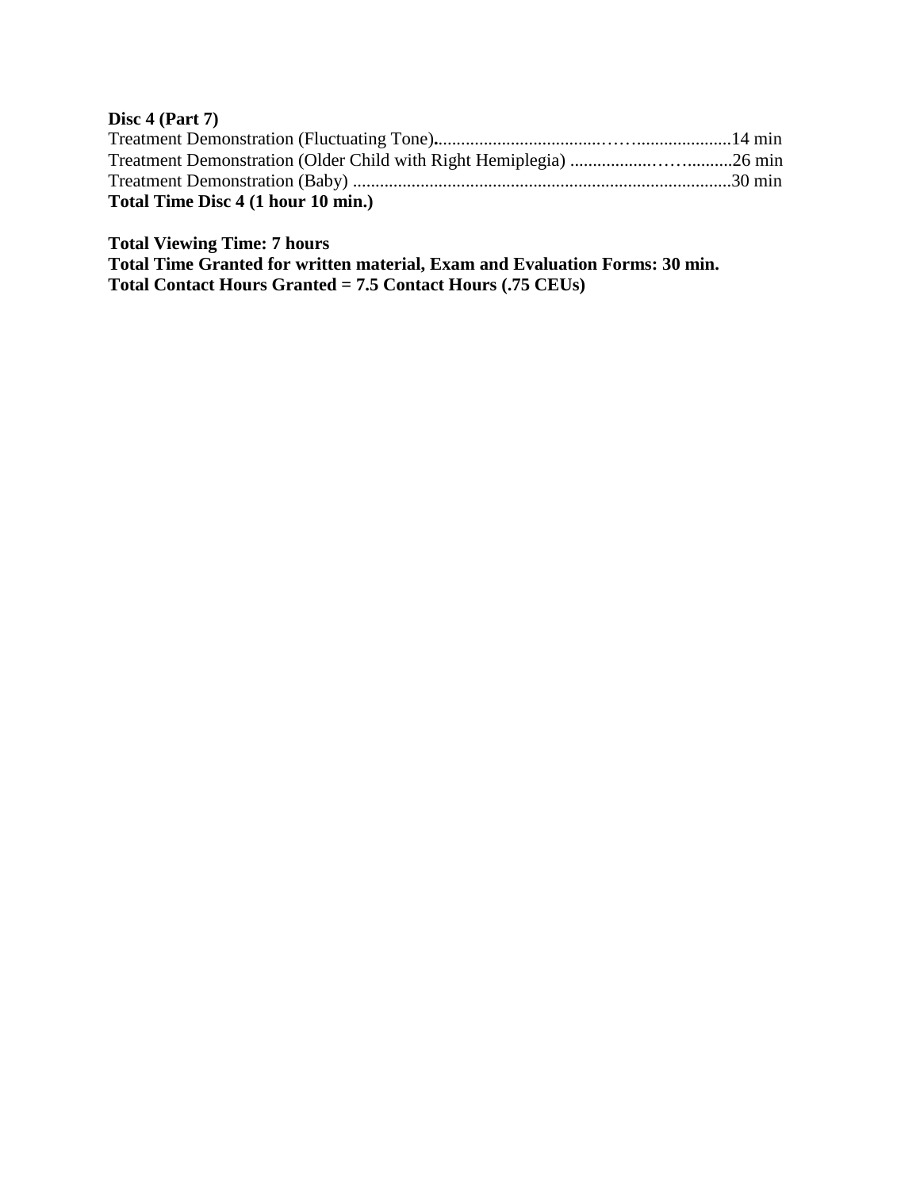**Disc 4 (Part 7)**

Treatment Demonstration (Fluctuating Tone)..................................……....................14 min

Treatment Demonstration (Older Child with Right Hemiplegia) ..................……..........26 min

Treatment Demonstration (Baby) ...................................................................................30 min

**Total Time Disc 4 (1 hour 10 min.)**

**Total Viewing Time: 7 hours**

**Total Time Granted for written material, Exam and Evaluation Forms: 30 min.**

**Total Contact Hours Granted = 7.5 Contact Hours (.75 CEUs)**